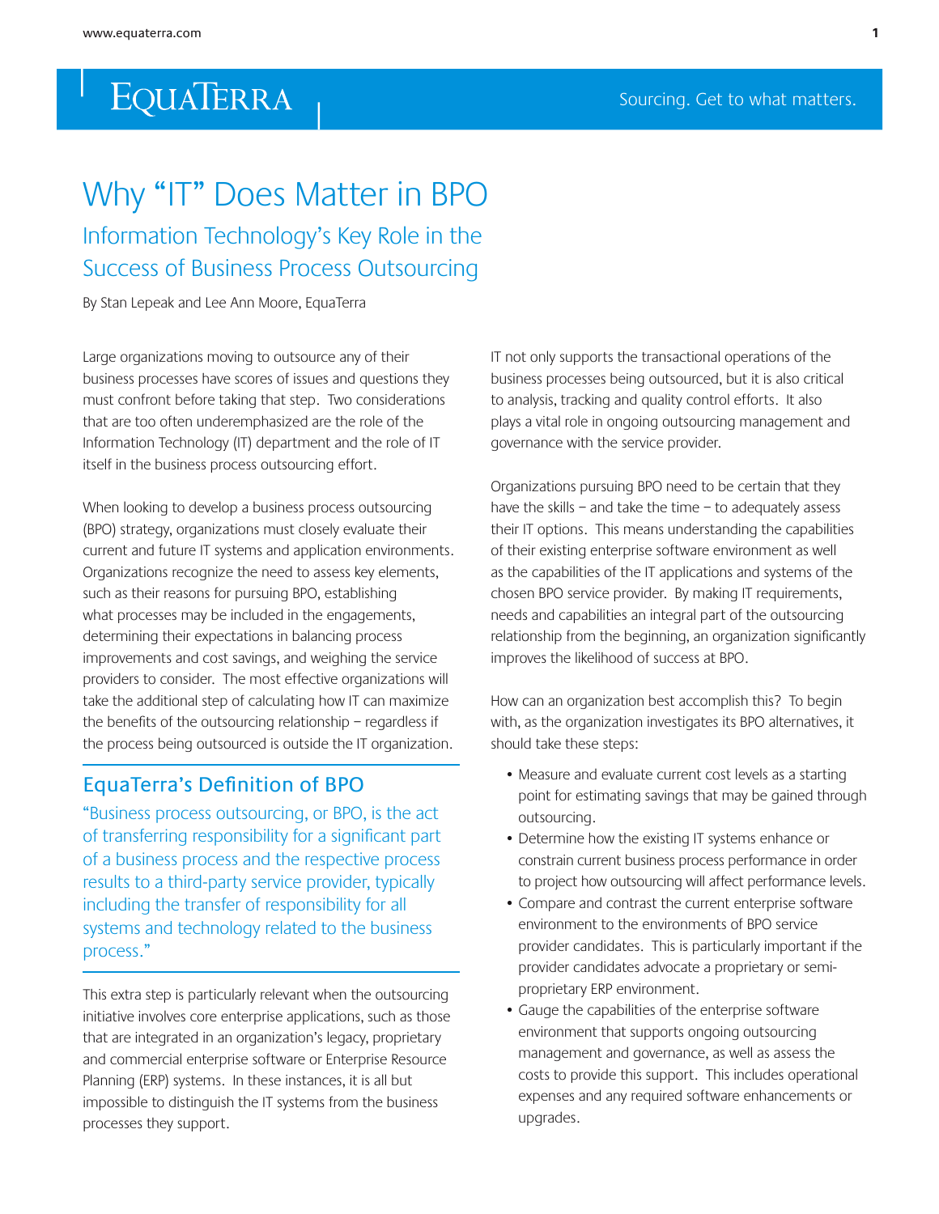# Why "IT" Does Matter in BPO

## Information Technology's Key Role in the Success of Business Process Outsourcing

By Stan Lepeak and Lee Ann Moore, EquaTerra

Large organizations moving to outsource any of their business processes have scores of issues and questions they must confront before taking that step. Two considerations that are too often underemphasized are the role of the Information Technology (IT) department and the role of IT itself in the business process outsourcing effort.

When looking to develop a business process outsourcing (BPO) strategy, organizations must closely evaluate their current and future IT systems and application environments. Organizations recognize the need to assess key elements, such as their reasons for pursuing BPO, establishing what processes may be included in the engagements, determining their expectations in balancing process improvements and cost savings, and weighing the service providers to consider. The most effective organizations will take the additional step of calculating how IT can maximize the benefits of the outsourcing relationship – regardless if the process being outsourced is outside the IT organization.

### EquaTerra's Definition of BPO

"Business process outsourcing, or BPO, is the act of transferring responsibility for a significant part of a business process and the respective process results to a third-party service provider, typically including the transfer of responsibility for all systems and technology related to the business process."

This extra step is particularly relevant when the outsourcing initiative involves core enterprise applications, such as those that are integrated in an organization's legacy, proprietary and commercial enterprise software or Enterprise Resource Planning (ERP) systems. In these instances, it is all but impossible to distinguish the IT systems from the business processes they support.

IT not only supports the transactional operations of the business processes being outsourced, but it is also critical to analysis, tracking and quality control efforts. It also plays a vital role in ongoing outsourcing management and governance with the service provider.

Organizations pursuing BPO need to be certain that they have the skills – and take the time – to adequately assess their IT options. This means understanding the capabilities of their existing enterprise software environment as well as the capabilities of the IT applications and systems of the chosen BPO service provider. By making IT requirements, needs and capabilities an integral part of the outsourcing relationship from the beginning, an organization significantly improves the likelihood of success at BPO.

How can an organization best accomplish this? To begin with, as the organization investigates its BPO alternatives, it should take these steps:

- Measure and evaluate current cost levels as a starting point for estimating savings that may be gained through outsourcing.
- Determine how the existing IT systems enhance or constrain current business process performance in order to project how outsourcing will affect performance levels.
- Compare and contrast the current enterprise software environment to the environments of BPO service provider candidates. This is particularly important if the provider candidates advocate a proprietary or semi-proprietary ERP environment.
- Gauge the capabilities of the enterprise software environment that supports ongoing outsourcing management and governance, as well as assess the costs to provide this support. This includes operational expenses and any required software enhancements or upgrades.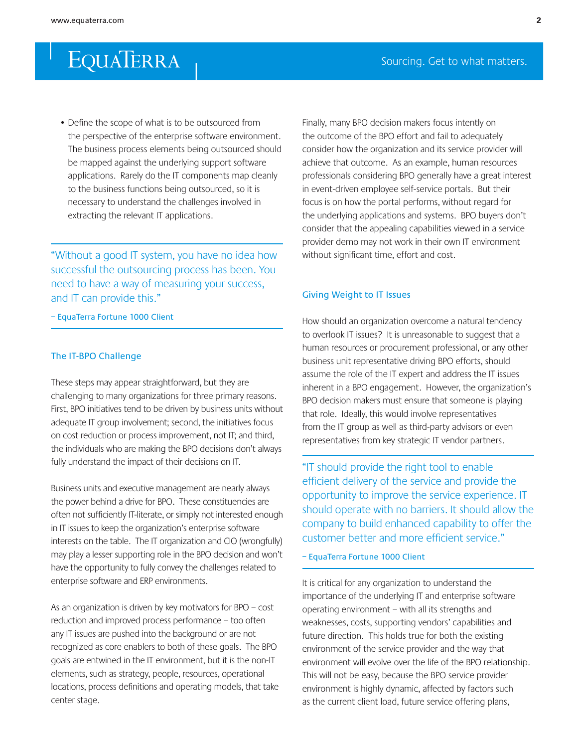- Define the scope of what is to be outsourced from the perspective of the enterprise software environment. The business process elements being outsourced should be mapped against the underlying support software applications. Rarely do the IT components map cleanly to the business functions being outsourced, so it is necessary to understand the challenges involved in extracting the relevant IT applications.

> "Without a good IT system, you have no idea how successful the outsourcing process has been. You need to have a way of measuring your success, and IT can provide this."
>
> – EquaTerra Fortune 1000 Client

### The IT-BPO Challenge

These steps may appear straightforward, but they are challenging to many organizations for three primary reasons. First, BPO initiatives tend to be driven by business units without adequate IT group involvement; second, the initiatives focus on cost reduction or process improvement, not IT; and third, the individuals who are making the BPO decisions don't always fully understand the impact of their decisions on IT.

Business units and executive management are nearly always the power behind a drive for BPO. These constituencies are often not sufficiently IT-literate, or simply not interested enough in IT issues to keep the organization's enterprise software interests on the table. The IT organization and CIO (wrongfully) may play a lesser supporting role in the BPO decision and won't have the opportunity to fully convey the challenges related to enterprise software and ERP environments.

As an organization is driven by key motivators for BPO – cost reduction and improved process performance – too often any IT issues are pushed into the background or are not recognized as core enablers to both of these goals. The BPO goals are entwined in the IT environment, but it is the non-IT elements, such as strategy, people, resources, operational locations, process definitions and operating models, that take center stage.

Finally, many BPO decision makers focus intently on the outcome of the BPO effort and fail to adequately consider how the organization and its service provider will achieve that outcome. As an example, human resources professionals considering BPO generally have a great interest in event-driven employee self-service portals. But their focus is on how the portal performs, without regard for the underlying applications and systems. BPO buyers don't consider that the appealing capabilities viewed in a service provider demo may not work in their own IT environment without significant time, effort and cost.

### Giving Weight to IT Issues

How should an organization overcome a natural tendency to overlook IT issues? It is unreasonable to suggest that a human resources or procurement professional, or any other business unit representative driving BPO efforts, should assume the role of the IT expert and address the IT issues inherent in a BPO engagement. However, the organization's BPO decision makers must ensure that someone is playing that role. Ideally, this would involve representatives from the IT group as well as third-party advisors or even representatives from key strategic IT vendor partners.

> "IT should provide the right tool to enable efficient delivery of the service and provide the opportunity to improve the service experience. IT should operate with no barriers. It should allow the company to build enhanced capability to offer the customer better and more efficient service."
>
> – EquaTerra Fortune 1000 Client

It is critical for any organization to understand the importance of the underlying IT and enterprise software operating environment – with all its strengths and weaknesses, costs, supporting vendors' capabilities and future direction. This holds true for both the existing environment of the service provider and the way that environment will evolve over the life of the BPO relationship. This will not be easy, because the BPO service provider environment is highly dynamic, affected by factors such as the current client load, future service offering plans,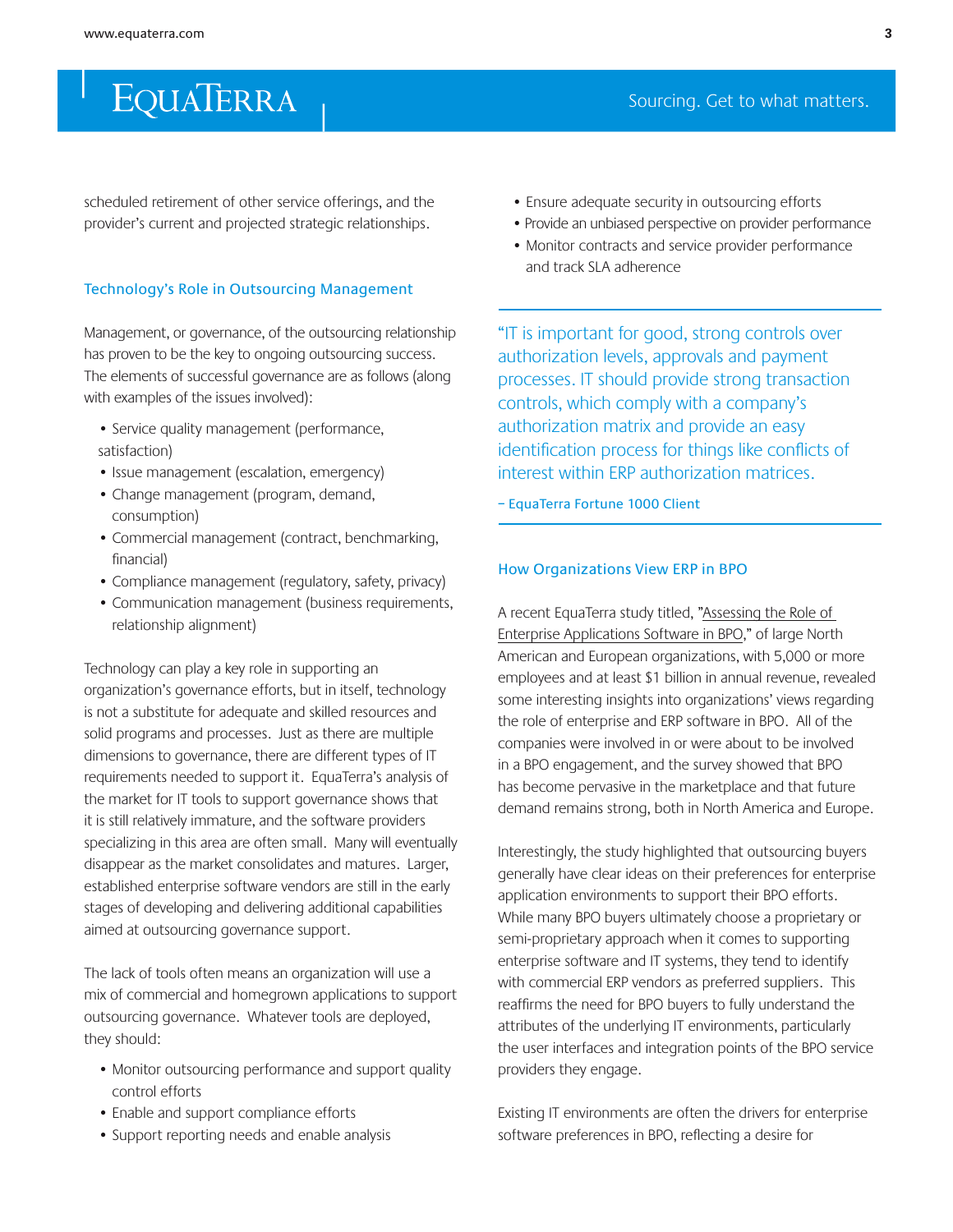scheduled retirement of other service offerings, and the provider's current and projected strategic relationships.

## Technology's Role in Outsourcing Management

Management, or governance, of the outsourcing relationship has proven to be the key to ongoing outsourcing success. The elements of successful governance are as follows (along with examples of the issues involved):

- Service quality management (performance, satisfaction)
- Issue management (escalation, emergency)
- Change management (program, demand, consumption)
- Commercial management (contract, benchmarking, financial)
- Compliance management (regulatory, safety, privacy)
- Communication management (business requirements, relationship alignment)

Technology can play a key role in supporting an organization's governance efforts, but in itself, technology is not a substitute for adequate and skilled resources and solid programs and processes. Just as there are multiple dimensions to governance, there are different types of IT requirements needed to support it. EquaTerra's analysis of the market for IT tools to support governance shows that it is still relatively immature, and the software providers specializing in this area are often small. Many will eventually disappear as the market consolidates and matures. Larger, established enterprise software vendors are still in the early stages of developing and delivering additional capabilities aimed at outsourcing governance support.

The lack of tools often means an organization will use a mix of commercial and homegrown applications to support outsourcing governance. Whatever tools are deployed, they should:

- Monitor outsourcing performance and support quality control efforts
- Enable and support compliance efforts
- Support reporting needs and enable analysis
- Ensure adequate security in outsourcing efforts
- Provide an unbiased perspective on provider performance
- Monitor contracts and service provider performance and track SLA adherence

> "IT is important for good, strong controls over authorization levels, approvals and payment processes. IT should provide strong transaction controls, which comply with a company's authorization matrix and provide an easy identification process for things like conflicts of interest within ERP authorization matrices.
>
> – EquaTerra Fortune 1000 Client

## How Organizations View ERP in BPO

A recent EquaTerra study titled, "Assessing the Role of Enterprise Applications Software in BPO," of large North American and European organizations, with 5,000 or more employees and at least $1 billion in annual revenue, revealed some interesting insights into organizations' views regarding the role of enterprise and ERP software in BPO. All of the companies were involved in or were about to be involved in a BPO engagement, and the survey showed that BPO has become pervasive in the marketplace and that future demand remains strong, both in North America and Europe.

Interestingly, the study highlighted that outsourcing buyers generally have clear ideas on their preferences for enterprise application environments to support their BPO efforts. While many BPO buyers ultimately choose a proprietary or semi-proprietary approach when it comes to supporting enterprise software and IT systems, they tend to identify with commercial ERP vendors as preferred suppliers. This reaffirms the need for BPO buyers to fully understand the attributes of the underlying IT environments, particularly the user interfaces and integration points of the BPO service providers they engage.

Existing IT environments are often the drivers for enterprise software preferences in BPO, reflecting a desire for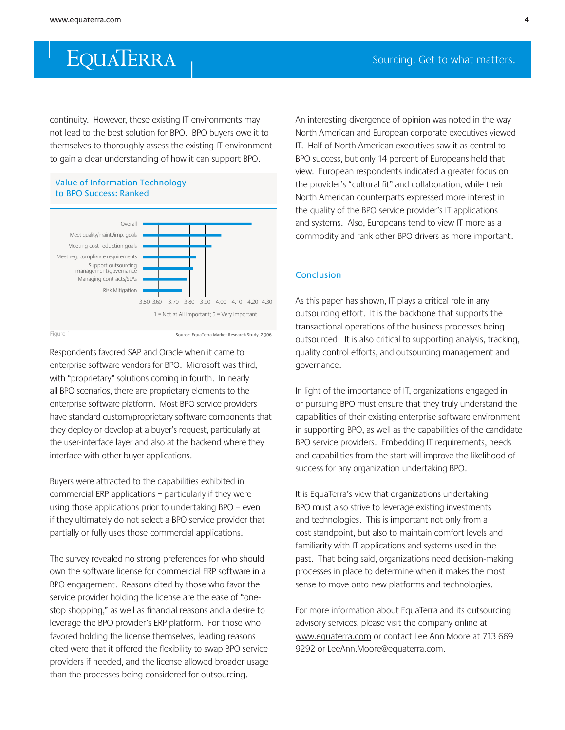continuity. However, these existing IT environments may not lead to the best solution for BPO. BPO buyers owe it to themselves to thoroughly assess the existing IT environment to gain a clear understanding of how it can support BPO.

**Value of Information Technology to BPO Success: Ranked**

- Overall
- Meet quality/maint./imp. goals
- Meeting cost reduction goals
- Meet reg. compliance requirements
- Support outsourcing management/governance
- Managing contracts/SLAs
- Risk Mitigation

3.50 3.60 3.70 3.80 3.90 4.00 4.10 4.20 4.30

1 = Not at All Important; 5 = Very Important

Figure 1

Source: EquaTerra Market Research Study, 2Q06

Respondents favored SAP and Oracle when it came to enterprise software vendors for BPO. Microsoft was third, with "proprietary" solutions coming in fourth. In nearly all BPO scenarios, there are proprietary elements to the enterprise software platform. Most BPO service providers have standard custom/proprietary software components that they deploy or develop at a buyer's request, particularly at the user-interface layer and also at the backend where they interface with other buyer applications.

Buyers were attracted to the capabilities exhibited in commercial ERP applications – particularly if they were using those applications prior to undertaking BPO – even if they ultimately do not select a BPO service provider that partially or fully uses those commercial applications.

The survey revealed no strong preferences for who should own the software license for commercial ERP software in a BPO engagement. Reasons cited by those who favor the service provider holding the license are the ease of "one-stop shopping," as well as financial reasons and a desire to leverage the BPO provider's ERP platform. For those who favored holding the license themselves, leading reasons cited were that it offered the flexibility to swap BPO service providers if needed, and the license allowed broader usage than the processes being considered for outsourcing.

An interesting divergence of opinion was noted in the way North American and European corporate executives viewed IT. Half of North American executives saw it as central to BPO success, but only 14 percent of Europeans held that view. European respondents indicated a greater focus on the provider's "cultural fit" and collaboration, while their North American counterparts expressed more interest in the quality of the BPO service provider's IT applications and systems. Also, Europeans tend to view IT more as a commodity and rank other BPO drivers as more important.

## Conclusion

As this paper has shown, IT plays a critical role in any outsourcing effort. It is the backbone that supports the transactional operations of the business processes being outsourced. It is also critical to supporting analysis, tracking, quality control efforts, and outsourcing management and governance.

In light of the importance of IT, organizations engaged in or pursuing BPO must ensure that they truly understand the capabilities of their existing enterprise software environment in supporting BPO, as well as the capabilities of the candidate BPO service providers. Embedding IT requirements, needs and capabilities from the start will improve the likelihood of success for any organization undertaking BPO.

It is EquaTerra's view that organizations undertaking BPO must also strive to leverage existing investments and technologies. This is important not only from a cost standpoint, but also to maintain comfort levels and familiarity with IT applications and systems used in the past. That being said, organizations need decision-making processes in place to determine when it makes the most sense to move onto new platforms and technologies.

For more information about EquaTerra and its outsourcing advisory services, please visit the company online at www.equaterra.com or contact Lee Ann Moore at 713 669 9292 or LeeAnn.Moore@equaterra.com.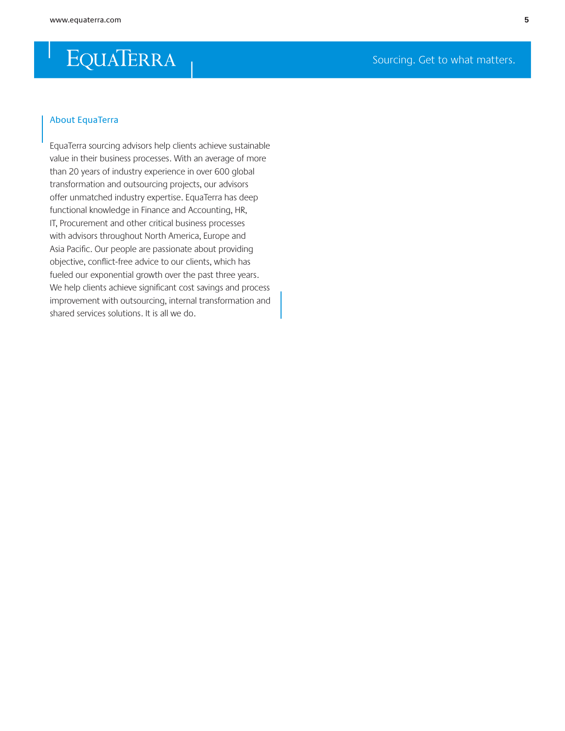## About EquaTerra

EquaTerra sourcing advisors help clients achieve sustainable value in their business processes. With an average of more than 20 years of industry experience in over 600 global transformation and outsourcing projects, our advisors offer unmatched industry expertise. EquaTerra has deep functional knowledge in Finance and Accounting, HR, IT, Procurement and other critical business processes with advisors throughout North America, Europe and Asia Pacific. Our people are passionate about providing objective, conflict-free advice to our clients, which has fueled our exponential growth over the past three years. We help clients achieve significant cost savings and process improvement with outsourcing, internal transformation and shared services solutions. It is all we do.